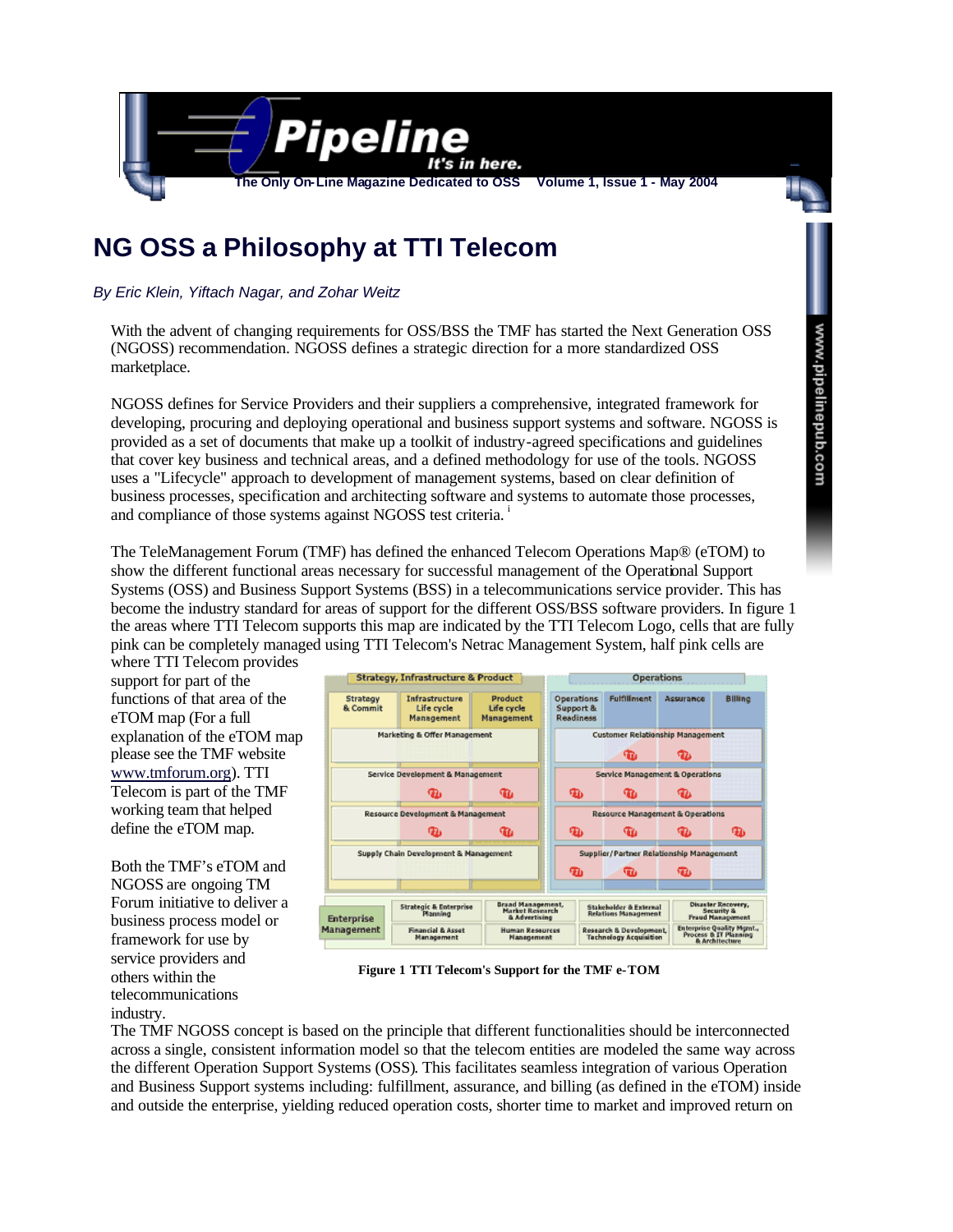# NG OSS a Philosophy at TTI Telecom

*By Eric Klein, Yiftach Nagar, and Zohar Weitz*

With the advent of changing requirements for OSS/BSS the TMF has started the Next Generation OSS (NGOSS) recommendation. NGOSS defines a strategic direction for a more standardized OSS marketplace.

NGOSS defines for Service Providers and their suppliers a comprehensive, integrated framework for developing, procuring and deploying operational and business support systems and software. NGOSS is provided as a set of documents that make up a toolkit of industry-agreed specifications and guidelines that cover key business and technical areas, and a defined methodology for use of the tools. NGOSS uses a "Lifecycle" approach to development of management systems, based on clear definition of business processes, specification and architecting software and systems to automate those processes, and compliance of those systems against NGOSS test criteria. [i]

The TeleManagement Forum (TMF) has defined the enhanced Telecom Operations Map® (eTOM) to show the different functional areas necessary for successful management of the Operational Support Systems (OSS) and Business Support Systems (BSS) in a telecommunications service provider. This has become the industry standard for areas of support for the different OSS/BSS software providers. In figure 1 the areas where TTI Telecom supports this map are indicated by the TTI Telecom Logo, cells that are fully pink can be completely managed using TTI Telecom's Netrac Management System, half pink cells are where TTI Telecom provides support for part of the functions of that area of the eTOM map (For a full explanation of the eTOM map please see the TMF website www.tmforum.org). TTI Telecom is part of the TMF working team that helped define the eTOM map.

Both the TMF's eTOM and NGOSS are ongoing TM Forum initiative to deliver a business process model or framework for use by service providers and others within the telecommunications industry.

Figure 1 TTI Telecom's Support for the TMF e-TOM

The TMF NGOSS concept is based on the principle that different functionalities should be interconnected across a single, consistent information model so that the telecom entities are modeled the same way across the different Operation Support Systems (OSS). This facilitates seamless integration of various Operation and Business Support systems including: fulfillment, assurance, and billing (as defined in the eTOM) inside and outside the enterprise, yielding reduced operation costs, shorter time to market and improved return on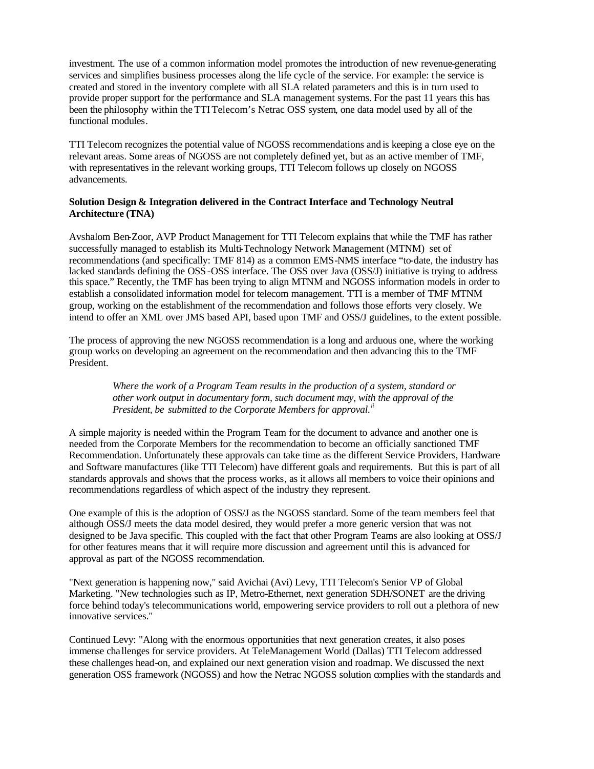investment. The use of a common information model promotes the introduction of new revenue-generating services and simplifies business processes along the life cycle of the service. For example: the service is created and stored in the inventory complete with all SLA related parameters and this is in turn used to provide proper support for the performance and SLA management systems. For the past 11 years this has been the philosophy within the TTI Telecom's Netrac OSS system, one data model used by all of the functional modules.

TTI Telecom recognizes the potential value of NGOSS recommendations and is keeping a close eye on the relevant areas. Some areas of NGOSS are not completely defined yet, but as an active member of TMF, with representatives in the relevant working groups, TTI Telecom follows up closely on NGOSS advancements.

**Solution Design & Integration delivered in the Contract Interface and Technology Neutral Architecture (TNA)**

Avshalom Ben-Zoor, AVP Product Management for TTI Telecom explains that while the TMF has rather successfully managed to establish its Multi-Technology Network Management (MTNM) set of recommendations (and specifically: TMF 814) as a common EMS-NMS interface "to-date, the industry has lacked standards defining the OSS-OSS interface. The OSS over Java (OSS/J) initiative is trying to address this space." Recently, the TMF has been trying to align MTNM and NGOSS information models in order to establish a consolidated information model for telecom management. TTI is a member of TMF MTNM group, working on the establishment of the recommendation and follows those efforts very closely. We intend to offer an XML over JMS based API, based upon TMF and OSS/J guidelines, to the extent possible.

The process of approving the new NGOSS recommendation is a long and arduous one, where the working group works on developing an agreement on the recommendation and then advancing this to the TMF President.

> *Where the work of a Program Team results in the production of a system, standard or other work output in documentary form, such document may, with the approval of the President, be submitted to the Corporate Members for approval.*[ii]

A simple majority is needed within the Program Team for the document to advance and another one is needed from the Corporate Members for the recommendation to become an officially sanctioned TMF Recommendation. Unfortunately these approvals can take time as the different Service Providers, Hardware and Software manufactures (like TTI Telecom) have different goals and requirements. But this is part of all standards approvals and shows that the process works, as it allows all members to voice their opinions and recommendations regardless of which aspect of the industry they represent.

One example of this is the adoption of OSS/J as the NGOSS standard. Some of the team members feel that although OSS/J meets the data model desired, they would prefer a more generic version that was not designed to be Java specific. This coupled with the fact that other Program Teams are also looking at OSS/J for other features means that it will require more discussion and agreement until this is advanced for approval as part of the NGOSS recommendation.

"Next generation is happening now," said Avichai (Avi) Levy, TTI Telecom's Senior VP of Global Marketing. "New technologies such as IP, Metro-Ethernet, next generation SDH/SONET are the driving force behind today's telecommunications world, empowering service providers to roll out a plethora of new innovative services."

Continued Levy: "Along with the enormous opportunities that next generation creates, it also poses immense challenges for service providers. At TeleManagement World (Dallas) TTI Telecom addressed these challenges head-on, and explained our next generation vision and roadmap. We discussed the next generation OSS framework (NGOSS) and how the Netrac NGOSS solution complies with the standards and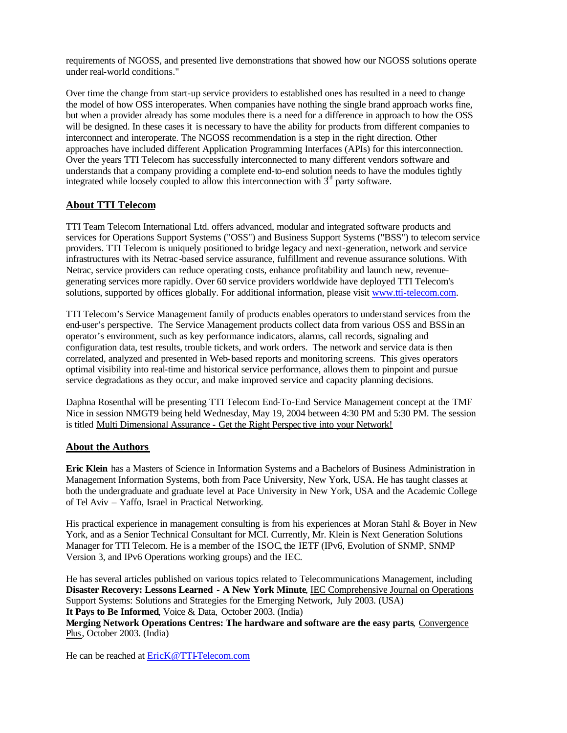requirements of NGOSS, and presented live demonstrations that showed how our NGOSS solutions operate under real-world conditions."

Over time the change from start-up service providers to established ones has resulted in a need to change the model of how OSS interoperates. When companies have nothing the single brand approach works fine, but when a provider already has some modules there is a need for a difference in approach to how the OSS will be designed. In these cases it is necessary to have the ability for products from different companies to interconnect and interoperate. The NGOSS recommendation is a step in the right direction. Other approaches have included different Application Programming Interfaces (APIs) for this interconnection. Over the years TTI Telecom has successfully interconnected to many different vendors software and understands that a company providing a complete end-to-end solution needs to have the modules tightly integrated while loosely coupled to allow this interconnection with 3rd party software.

## About TTI Telecom

TTI Team Telecom International Ltd. offers advanced, modular and integrated software products and services for Operations Support Systems ("OSS") and Business Support Systems ("BSS") to telecom service providers. TTI Telecom is uniquely positioned to bridge legacy and next-generation, network and service infrastructures with its Netrac-based service assurance, fulfillment and revenue assurance solutions. With Netrac, service providers can reduce operating costs, enhance profitability and launch new, revenue-generating services more rapidly. Over 60 service providers worldwide have deployed TTI Telecom's solutions, supported by offices globally. For additional information, please visit www.tti-telecom.com.

TTI Telecom's Service Management family of products enables operators to understand services from the end-user's perspective. The Service Management products collect data from various OSS and BSS in an operator's environment, such as key performance indicators, alarms, call records, signaling and configuration data, test results, trouble tickets, and work orders. The network and service data is then correlated, analyzed and presented in Web-based reports and monitoring screens. This gives operators optimal visibility into real-time and historical service performance, allows them to pinpoint and pursue service degradations as they occur, and make improved service and capacity planning decisions.

Daphna Rosenthal will be presenting TTI Telecom End-To-End Service Management concept at the TMF Nice in session NMGT9 being held Wednesday, May 19, 2004 between 4:30 PM and 5:30 PM. The session is titled Multi Dimensional Assurance - Get the Right Perspective into your Network!

## About the Authors

**Eric Klein** has a Masters of Science in Information Systems and a Bachelors of Business Administration in Management Information Systems, both from Pace University, New York, USA. He has taught classes at both the undergraduate and graduate level at Pace University in New York, USA and the Academic College of Tel Aviv – Yaffo, Israel in Practical Networking.

His practical experience in management consulting is from his experiences at Moran Stahl & Boyer in New York, and as a Senior Technical Consultant for MCI. Currently, Mr. Klein is Next Generation Solutions Manager for TTI Telecom. He is a member of the ISOC, the IETF (IPv6, Evolution of SNMP, SNMP Version 3, and IPv6 Operations working groups) and the IEC.

He has several articles published on various topics related to Telecommunications Management, including
**Disaster Recovery: Lessons Learned - A New York Minute**, IEC Comprehensive Journal on Operations Support Systems: Solutions and Strategies for the Emerging Network, July 2003. (USA)
**It Pays to Be Informed**, Voice & Data, October 2003. (India)
**Merging Network Operations Centres: The hardware and software are the easy parts**, Convergence Plus, October 2003. (India)

He can be reached at EricK@TTI-Telecom.com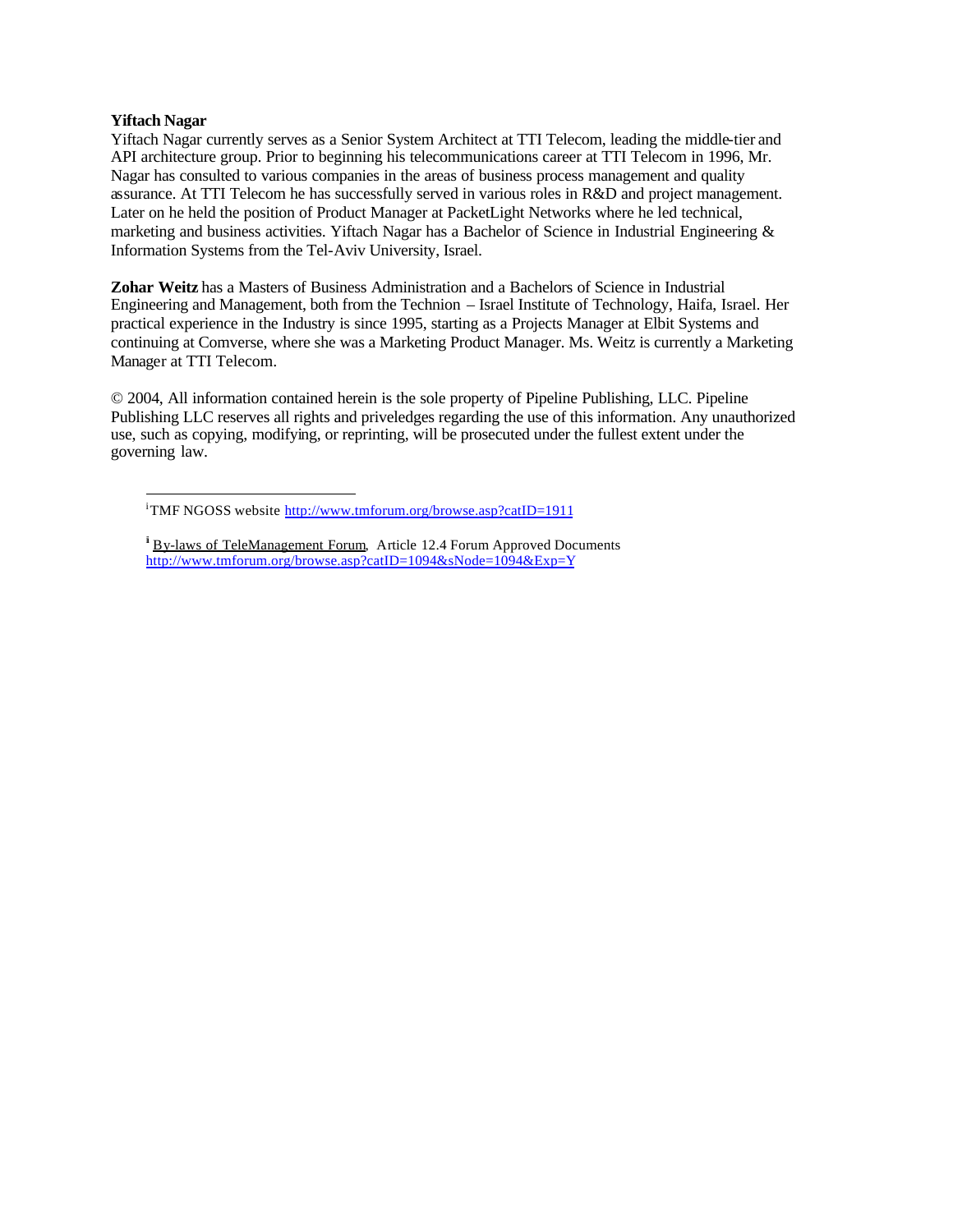**Yiftach Nagar**
Yiftach Nagar currently serves as a Senior System Architect at TTI Telecom, leading the middle-tier and API architecture group. Prior to beginning his telecommunications career at TTI Telecom in 1996, Mr. Nagar has consulted to various companies in the areas of business process management and quality assurance. At TTI Telecom he has successfully served in various roles in R&D and project management. Later on he held the position of Product Manager at PacketLight Networks where he led technical, marketing and business activities. Yiftach Nagar has a Bachelor of Science in Industrial Engineering & Information Systems from the Tel-Aviv University, Israel.

**Zohar Weitz** has a Masters of Business Administration and a Bachelors of Science in Industrial Engineering and Management, both from the Technion – Israel Institute of Technology, Haifa, Israel. Her practical experience in the Industry is since 1995, starting as a Projects Manager at Elbit Systems and continuing at Comverse, where she was a Marketing Product Manager. Ms. Weitz is currently a Marketing Manager at TTI Telecom.

© 2004, All information contained herein is the sole property of Pipeline Publishing, LLC. Pipeline Publishing LLC reserves all rights and priveledges regarding the use of this information. Any unauthorized use, such as copying, modifying, or reprinting, will be prosecuted under the fullest extent under the governing law.

---

[i] TMF NGOSS website http://www.tmforum.org/browse.asp?catID=1911

[i] By-laws of TeleManagement Forum, Article 12.4 Forum Approved Documents http://www.tmforum.org/browse.asp?catID=1094&sNode=1094&Exp=Y